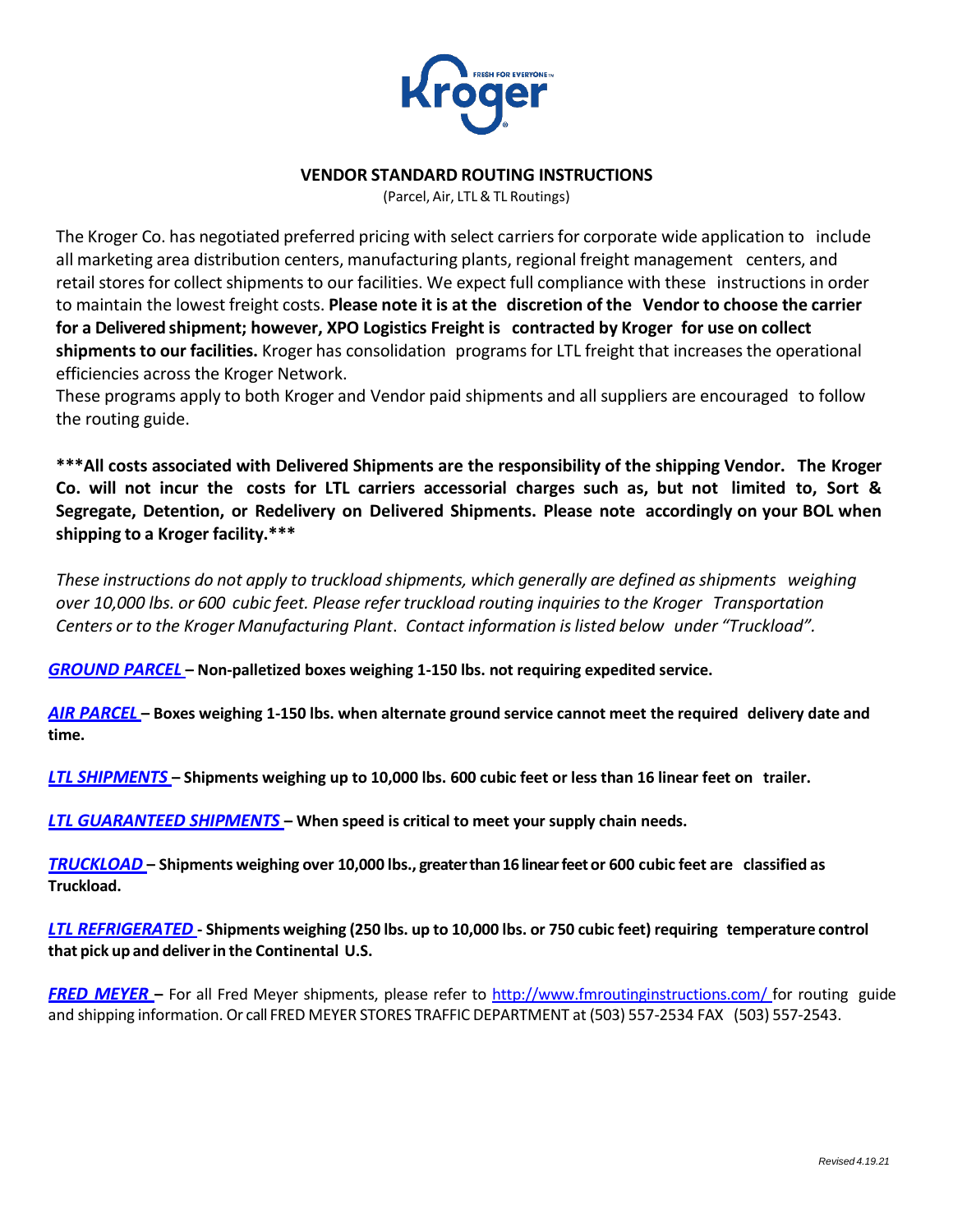# VENDOR STANDARD ROUTING INSTRUCTIONS

(Parcel, Air, LTL & TL Routings)

The Kroger Co. has negotiated preferred pricing with select carriers for corporate wide application to include all marketing area distribution centers, manufacturing plants, regional freight management centers, and retail stores for collect shipments to our facilities. We expect full compliance with these instructions in order to maintain the lowest freight costs. **Please note it is at the discretion of the Vendor to choose the carrier for a Delivered shipment; however, XPO Logistics Freight is contracted by Kroger for use on collect shipments to our facilities.** Kroger has consolidation programs for LTL freight that increases the operational efficiencies across the Kroger Network.

These programs apply to both Kroger and Vendor paid shipments and all suppliers are encouraged to follow the routing guide.

**\*\*\*All costs associated with Delivered Shipments are the responsibility of the shipping Vendor. The Kroger Co. will not incur the costs for LTL carriers accessorial charges such as, but not limited to, Sort & Segregate, Detention, or Redelivery on Delivered Shipments. Please note accordingly on your BOL when shipping to a Kroger facility.\*\*\***

*These instructions do not apply to truckload shipments, which generally are defined as shipments weighing over 10,000 lbs. or 600 cubic feet. Please refer truckload routing inquiries to the Kroger Transportation Centers or to the Kroger Manufacturing Plant. Contact information is listed below under "Truckload".*

***GROUND PARCEL*** **– Non-palletized boxes weighing 1-150 lbs. not requiring expedited service.**

***AIR PARCEL*** **– Boxes weighing 1-150 lbs. when alternate ground service cannot meet the required delivery date and time.**

***LTL SHIPMENTS*** **– Shipments weighing up to 10,000 lbs. 600 cubic feet or less than 16 linear feet on trailer.**

***LTL GUARANTEED SHIPMENTS*** **– When speed is critical to meet your supply chain needs.**

***TRUCKLOAD*** **– Shipments weighing over 10,000 lbs., greater than 16 linear feet or 600 cubic feet are classified as Truckload.**

***LTL REFRIGERATED*** **- Shipments weighing (250 lbs. up to 10,000 lbs. or 750 cubic feet) requiring temperature control that pick up and deliver in the Continental U.S.**

***FRED MEYER*** **–** For all Fred Meyer shipments, please refer to http://www.fmroutinginstructions.com/ for routing guide and shipping information. Or call FRED MEYER STORES TRAFFIC DEPARTMENT at (503) 557-2534 FAX (503) 557-2543.

*Revised 4.19.21*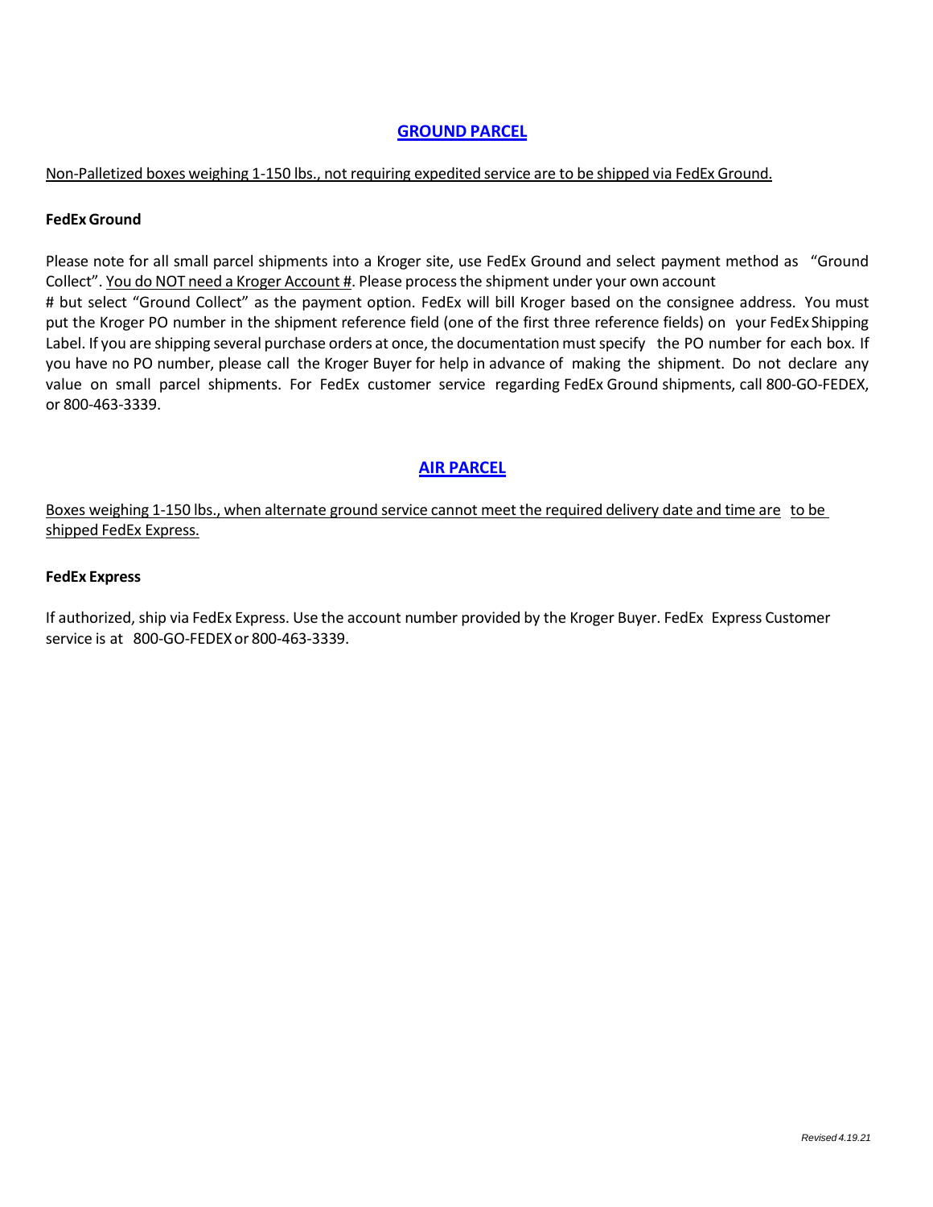## GROUND PARCEL

Non-Palletized boxes weighing 1-150 lbs., not requiring expedited service are to be shipped via FedEx Ground.

**FedEx Ground**

Please note for all small parcel shipments into a Kroger site, use FedEx Ground and select payment method as "Ground Collect". You do NOT need a Kroger Account #. Please process the shipment under your own account # but select "Ground Collect" as the payment option. FedEx will bill Kroger based on the consignee address. You must put the Kroger PO number in the shipment reference field (one of the first three reference fields) on your FedEx Shipping Label. If you are shipping several purchase orders at once, the documentation must specify the PO number for each box. If you have no PO number, please call the Kroger Buyer for help in advance of making the shipment. Do not declare any value on small parcel shipments. For FedEx customer service regarding FedEx Ground shipments, call 800-GO-FEDEX, or 800-463-3339.

## AIR PARCEL

Boxes weighing 1-150 lbs., when alternate ground service cannot meet the required delivery date and time are to be shipped FedEx Express.

**FedEx Express**

If authorized, ship via FedEx Express. Use the account number provided by the Kroger Buyer. FedEx Express Customer service is at 800-GO-FEDEX or 800-463-3339.

*Revised 4.19.21*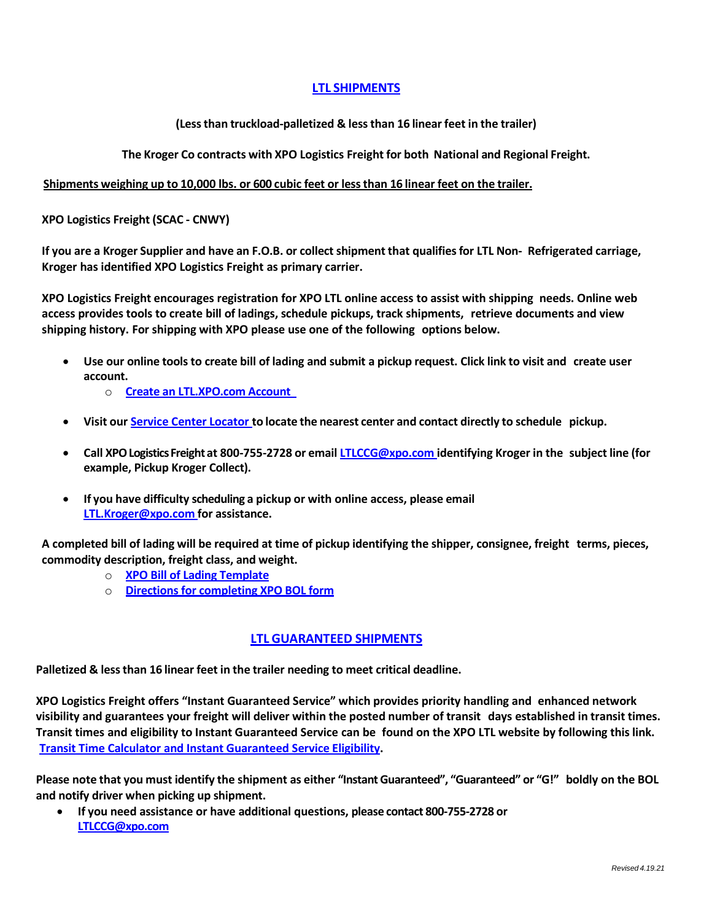## LTL SHIPMENTS

**(Less than truckload-palletized & less than 16 linear feet in the trailer)**

**The Kroger Co contracts with XPO Logistics Freight for both National and Regional Freight.**

**Shipments weighing up to 10,000 lbs. or 600 cubic feet or less than 16 linear feet on the trailer.**

**XPO Logistics Freight (SCAC - CNWY)**

**If you are a Kroger Supplier and have an F.O.B. or collect shipment that qualifies for LTL Non- Refrigerated carriage, Kroger has identified XPO Logistics Freight as primary carrier.**

**XPO Logistics Freight encourages registration for XPO LTL online access to assist with shipping needs. Online web access provides tools to create bill of ladings, schedule pickups, track shipments, retrieve documents and view shipping history. For shipping with XPO please use one of the following options below.**

- **Use our online tools to create bill of lading and submit a pickup request. Click link to visit and create user account.**
  - **Create an LTL.XPO.com Account**
- **Visit our Service Center Locator to locate the nearest center and contact directly to schedule pickup.**
- **Call XPO Logistics Freight at 800-755-2728 or email LTLCCG@xpo.com identifying Kroger in the subject line (for example, Pickup Kroger Collect).**
- **If you have difficulty scheduling a pickup or with online access, please email LTL.Kroger@xpo.com for assistance.**

**A completed bill of lading will be required at time of pickup identifying the shipper, consignee, freight terms, pieces, commodity description, freight class, and weight.**

- **XPO Bill of Lading Template**
- **Directions for completing XPO BOL form**

## LTL GUARANTEED SHIPMENTS

**Palletized & less than 16 linear feet in the trailer needing to meet critical deadline.**

**XPO Logistics Freight offers "Instant Guaranteed Service" which provides priority handling and enhanced network visibility and guarantees your freight will deliver within the posted number of transit days established in transit times. Transit times and eligibility to Instant Guaranteed Service can be found on the XPO LTL website by following this link. Transit Time Calculator and Instant Guaranteed Service Eligibility.**

**Please note that you must identify the shipment as either "Instant Guaranteed", "Guaranteed" or "G!" boldly on the BOL and notify driver when picking up shipment.**

- **If you need assistance or have additional questions, please contact 800-755-2728 or LTLCCG@xpo.com**

*Revised 4.19.21*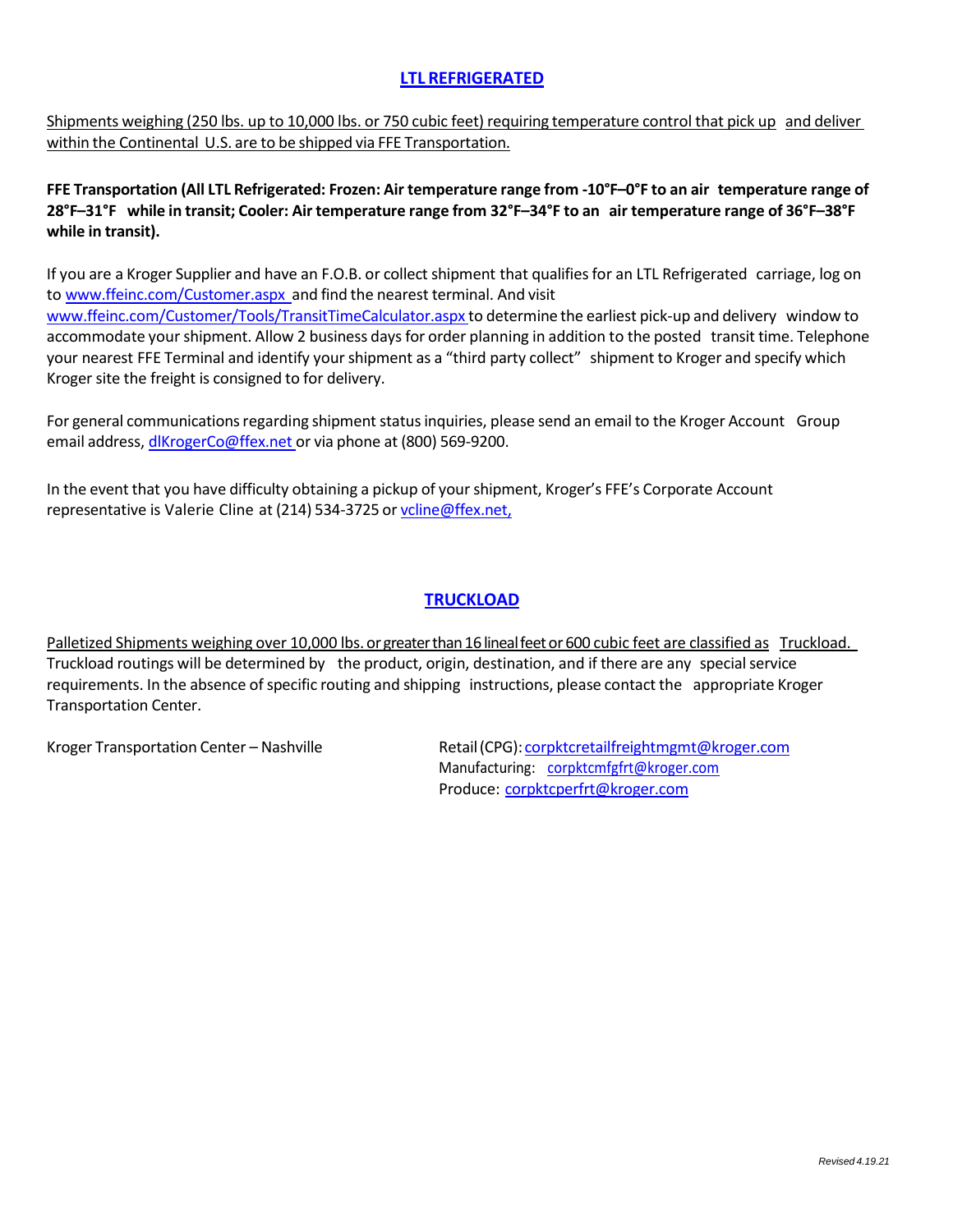## LTL REFRIGERATED

Shipments weighing (250 lbs. up to 10,000 lbs. or 750 cubic feet) requiring temperature control that pick up and deliver within the Continental U.S. are to be shipped via FFE Transportation.

**FFE Transportation (All LTL Refrigerated: Frozen: Air temperature range from -10°F–0°F to an air temperature range of 28°F–31°F while in transit; Cooler: Air temperature range from 32°F–34°F to an air temperature range of 36°F–38°F while in transit).**

If you are a Kroger Supplier and have an F.O.B. or collect shipment that qualifies for an LTL Refrigerated carriage, log on to www.ffeinc.com/Customer.aspx and find the nearest terminal. And visit www.ffeinc.com/Customer/Tools/TransitTimeCalculator.aspx to determine the earliest pick-up and delivery window to accommodate your shipment. Allow 2 business days for order planning in addition to the posted transit time. Telephone your nearest FFE Terminal and identify your shipment as a "third party collect" shipment to Kroger and specify which Kroger site the freight is consigned to for delivery.

For general communications regarding shipment status inquiries, please send an email to the Kroger Account Group email address, dlKrogerCo@ffex.net or via phone at (800) 569-9200.

In the event that you have difficulty obtaining a pickup of your shipment, Kroger's FFE's Corporate Account representative is Valerie Cline at (214) 534-3725 or vcline@ffex.net,

## TRUCKLOAD

Palletized Shipments weighing over 10,000 lbs. or greater than 16 lineal feet or 600 cubic feet are classified as Truckload. Truckload routings will be determined by the product, origin, destination, and if there are any special service requirements. In the absence of specific routing and shipping instructions, please contact the appropriate Kroger Transportation Center.

Kroger Transportation Center – Nashville

Retail (CPG): corpktcretailfreightmgmt@kroger.com
Manufacturing: corpktcmfgfrt@kroger.com
Produce: corpktcperfrt@kroger.com

*Revised 4.19.21*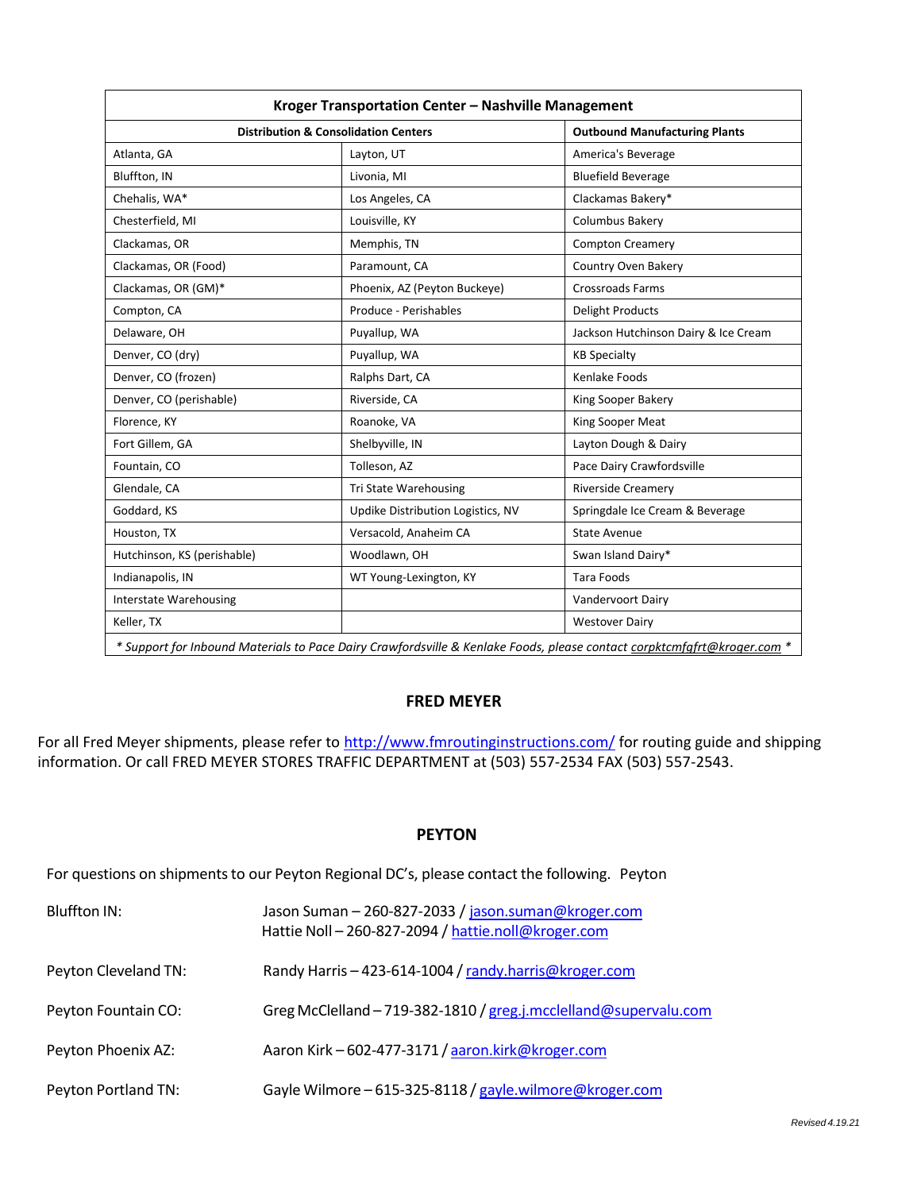| Kroger Transportation Center – Nashville Management | | |
|---|---|---|
| **Distribution & Consolidation Centers** | | **Outbound Manufacturing Plants** |
| Atlanta, GA | Layton, UT | America's Beverage |
| Bluffton, IN | Livonia, MI | Bluefield Beverage |
| Chehalis, WA* | Los Angeles, CA | Clackamas Bakery* |
| Chesterfield, MI | Louisville, KY | Columbus Bakery |
| Clackamas, OR | Memphis, TN | Compton Creamery |
| Clackamas, OR (Food) | Paramount, CA | Country Oven Bakery |
| Clackamas, OR (GM)* | Phoenix, AZ (Peyton Buckeye) | Crossroads Farms |
| Compton, CA | Produce - Perishables | Delight Products |
| Delaware, OH | Puyallup, WA | Jackson Hutchinson Dairy & Ice Cream |
| Denver, CO (dry) | Puyallup, WA | KB Specialty |
| Denver, CO (frozen) | Ralphs Dart, CA | Kenlake Foods |
| Denver, CO (perishable) | Riverside, CA | King Sooper Bakery |
| Florence, KY | Roanoke, VA | King Sooper Meat |
| Fort Gillem, GA | Shelbyville, IN | Layton Dough & Dairy |
| Fountain, CO | Tolleson, AZ | Pace Dairy Crawfordsville |
| Glendale, CA | Tri State Warehousing | Riverside Creamery |
| Goddard, KS | Updike Distribution Logistics, NV | Springdale Ice Cream & Beverage |
| Houston, TX | Versacold, Anaheim CA | State Avenue |
| Hutchinson, KS (perishable) | Woodlawn, OH | Swan Island Dairy* |
| Indianapolis, IN | WT Young-Lexington, KY | Tara Foods |
| Interstate Warehousing | | Vandervoort Dairy |
| Keller, TX | | Westover Dairy |

*\* Support for Inbound Materials to Pace Dairy Crawfordsville & Kenlake Foods, please contact corpktcmfgfrt@kroger.com \**

## FRED MEYER

For all Fred Meyer shipments, please refer to http://www.fmroutinginstructions.com/ for routing guide and shipping information. Or call FRED MEYER STORES TRAFFIC DEPARTMENT at (503) 557-2534 FAX (503) 557-2543.

## PEYTON

For questions on shipments to our Peyton Regional DC's, please contact the following. Peyton

| | |
|---|---|
| Bluffton IN: | Jason Suman – 260-827-2033 / jason.suman@kroger.com<br>Hattie Noll – 260-827-2094 / hattie.noll@kroger.com |
| Peyton Cleveland TN: | Randy Harris – 423-614-1004 / randy.harris@kroger.com |
| Peyton Fountain CO: | Greg McClelland – 719-382-1810 / greg.j.mcclelland@supervalu.com |
| Peyton Phoenix AZ: | Aaron Kirk – 602-477-3171 / aaron.kirk@kroger.com |
| Peyton Portland TN: | Gayle Wilmore – 615-325-8118 / gayle.wilmore@kroger.com |

*Revised 4.19.21*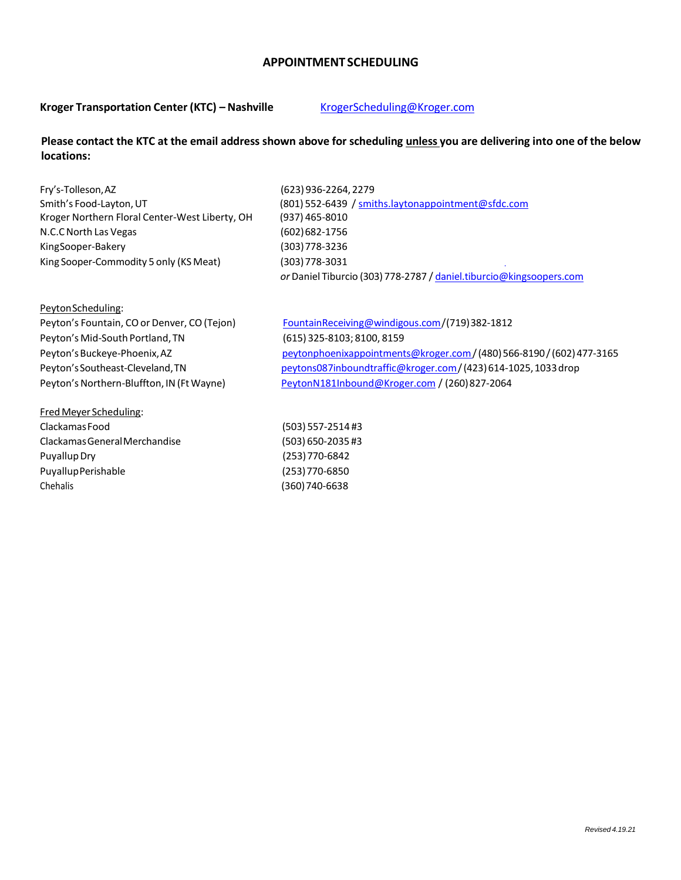## APPOINTMENT SCHEDULING

**Kroger Transportation Center (KTC) – Nashville** KrogerScheduling@Kroger.com

**Please contact the KTC at the email address shown above for scheduling unless you are delivering into one of the below locations:**

| | |
|---|---|
| Fry's-Tolleson, AZ | (623) 936-2264, 2279 |
| Smith's Food-Layton, UT | (801) 552-6439 / smiths.laytonappointment@sfdc.com |
| Kroger Northern Floral Center-West Liberty, OH | (937) 465-8010 |
| N.C.C North Las Vegas | (602) 682-1756 |
| KingSooper-Bakery | (303) 778-3236 |
| King Sooper-Commodity 5 only (KS Meat) | (303) 778-3031 |
| | *or* Daniel Tiburcio (303) 778-2787 / daniel.tiburcio@kingsoopers.com |

Peyton Scheduling:

| | |
|---|---|
| Peyton's Fountain, CO or Denver, CO (Tejon) | FountainReceiving@windigous.com/(719) 382-1812 |
| Peyton's Mid-South Portland, TN | (615) 325-8103; 8100, 8159 |
| Peyton's Buckeye-Phoenix, AZ | peytonphoenixappointments@kroger.com / (480) 566-8190 / (602) 477-3165 |
| Peyton's Southeast-Cleveland, TN | peytons087inboundtraffic@kroger.com / (423) 614-1025, 1033 drop |
| Peyton's Northern-Bluffton, IN (Ft Wayne) | PeytonN181Inbound@Kroger.com / (260) 827-2064 |

Fred Meyer Scheduling:

| | |
|---|---|
| Clackamas Food | (503) 557-2514 #3 |
| Clackamas General Merchandise | (503) 650-2035 #3 |
| Puyallup Dry | (253) 770-6842 |
| Puyallup Perishable | (253) 770-6850 |
| Chehalis | (360) 740-6638 |

*Revised 4.19.21*